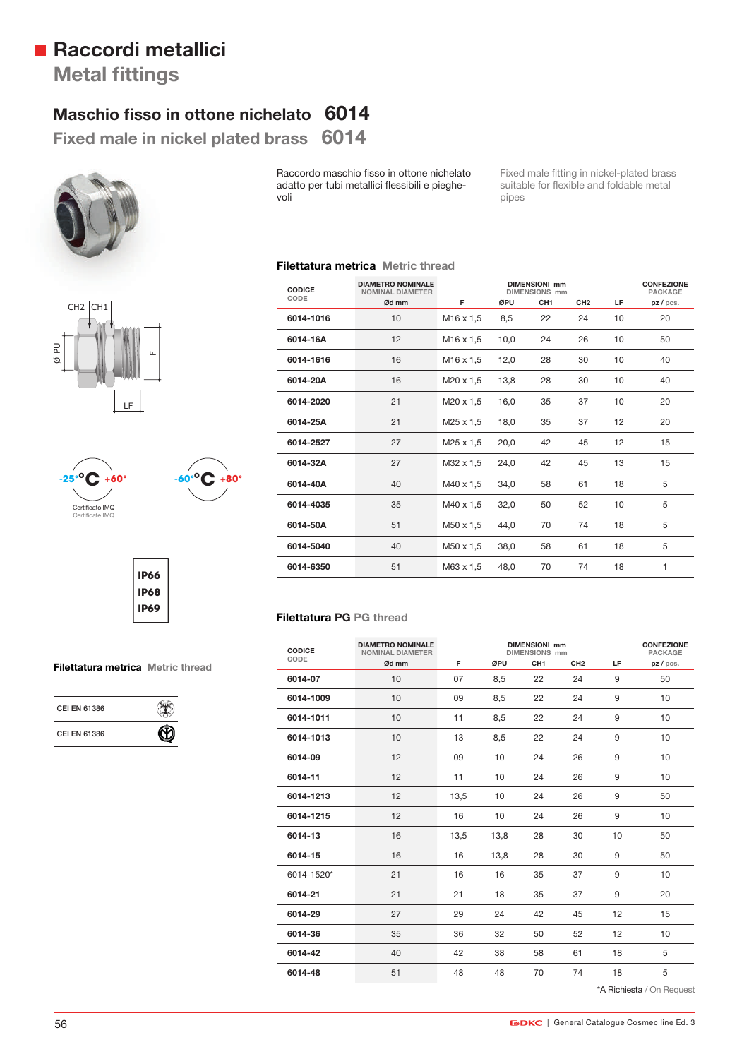# Raccordi metallici

## Metal fittings

### Maschio fisso in ottone nichelato 6014

### Fixed male in nickel plated brass 6014

Raccordo maschio fisso in ottone nichelato adatto per tubi metallici flessibili e pieghevoli

Fixed male fitting in nickel-plated brass suitable for flexible and foldable metal pipes

CH2 CH1

Ø PU

F

LF

-25°°C +60°

Certificato IMQ
Certificate IMQ

-60°°C +80°

IP66
IP68
IP69

**Filettatura metrica** Metric thread

| |
|---|
| CEI EN 61386 |
| CEI EN 61386 |

**Filettatura metrica** Metric thread

| CODICE CODE | DIAMETRO NOMINALE NOMINAL DIAMETER | DIMENSIONI mm DIMENSIONS mm | | | | | CONFEZIONE PACKAGE |
|---|---|---|---|---|---|---|---|
| | Ød mm | F | ØPU | CH1 | CH2 | LF | pz / pcs. |
| 6014-1016 | 10 | M16 x 1,5 | 8,5 | 22 | 24 | 10 | 20 |
| 6014-16A | 12 | M16 x 1,5 | 10,0 | 24 | 26 | 10 | 50 |
| 6014-1616 | 16 | M16 x 1,5 | 12,0 | 28 | 30 | 10 | 40 |
| 6014-20A | 16 | M20 x 1,5 | 13,8 | 28 | 30 | 10 | 40 |
| 6014-2020 | 21 | M20 x 1,5 | 16,0 | 35 | 37 | 10 | 20 |
| 6014-25A | 21 | M25 x 1,5 | 18,0 | 35 | 37 | 12 | 20 |
| 6014-2527 | 27 | M25 x 1,5 | 20,0 | 42 | 45 | 12 | 15 |
| 6014-32A | 27 | M32 x 1,5 | 24,0 | 42 | 45 | 13 | 15 |
| 6014-40A | 40 | M40 x 1,5 | 34,0 | 58 | 61 | 18 | 5 |
| 6014-4035 | 35 | M40 x 1,5 | 32,0 | 50 | 52 | 10 | 5 |
| 6014-50A | 51 | M50 x 1,5 | 44,0 | 70 | 74 | 18 | 5 |
| 6014-5040 | 40 | M50 x 1,5 | 38,0 | 58 | 61 | 18 | 5 |
| 6014-6350 | 51 | M63 x 1,5 | 48,0 | 70 | 74 | 18 | 1 |

**Filettatura PG** PG thread

| CODICE CODE | DIAMETRO NOMINALE NOMINAL DIAMETER | DIMENSIONI mm DIMENSIONS mm | | | | | CONFEZIONE PACKAGE |
|---|---|---|---|---|---|---|---|
| | Ød mm | F | ØPU | CH1 | CH2 | LF | pz / pcs. |
| 6014-07 | 10 | 07 | 8,5 | 22 | 24 | 9 | 50 |
| 6014-1009 | 10 | 09 | 8,5 | 22 | 24 | 9 | 10 |
| 6014-1011 | 10 | 11 | 8,5 | 22 | 24 | 9 | 10 |
| 6014-1013 | 10 | 13 | 8,5 | 22 | 24 | 9 | 10 |
| 6014-09 | 12 | 09 | 10 | 24 | 26 | 9 | 10 |
| 6014-11 | 12 | 11 | 10 | 24 | 26 | 9 | 10 |
| 6014-1213 | 12 | 13,5 | 10 | 24 | 26 | 9 | 50 |
| 6014-1215 | 12 | 16 | 10 | 24 | 26 | 9 | 10 |
| 6014-13 | 16 | 13,5 | 13,8 | 28 | 30 | 10 | 50 |
| 6014-15 | 16 | 16 | 13,8 | 28 | 30 | 9 | 50 |
| 6014-1520* | 21 | 16 | 16 | 35 | 37 | 9 | 10 |
| 6014-21 | 21 | 21 | 18 | 35 | 37 | 9 | 20 |
| 6014-29 | 27 | 29 | 24 | 42 | 45 | 12 | 15 |
| 6014-36 | 35 | 36 | 32 | 50 | 52 | 12 | 10 |
| 6014-42 | 40 | 42 | 38 | 58 | 61 | 18 | 5 |
| 6014-48 | 51 | 48 | 48 | 70 | 74 | 18 | 5 |

*A Richiesta / On Request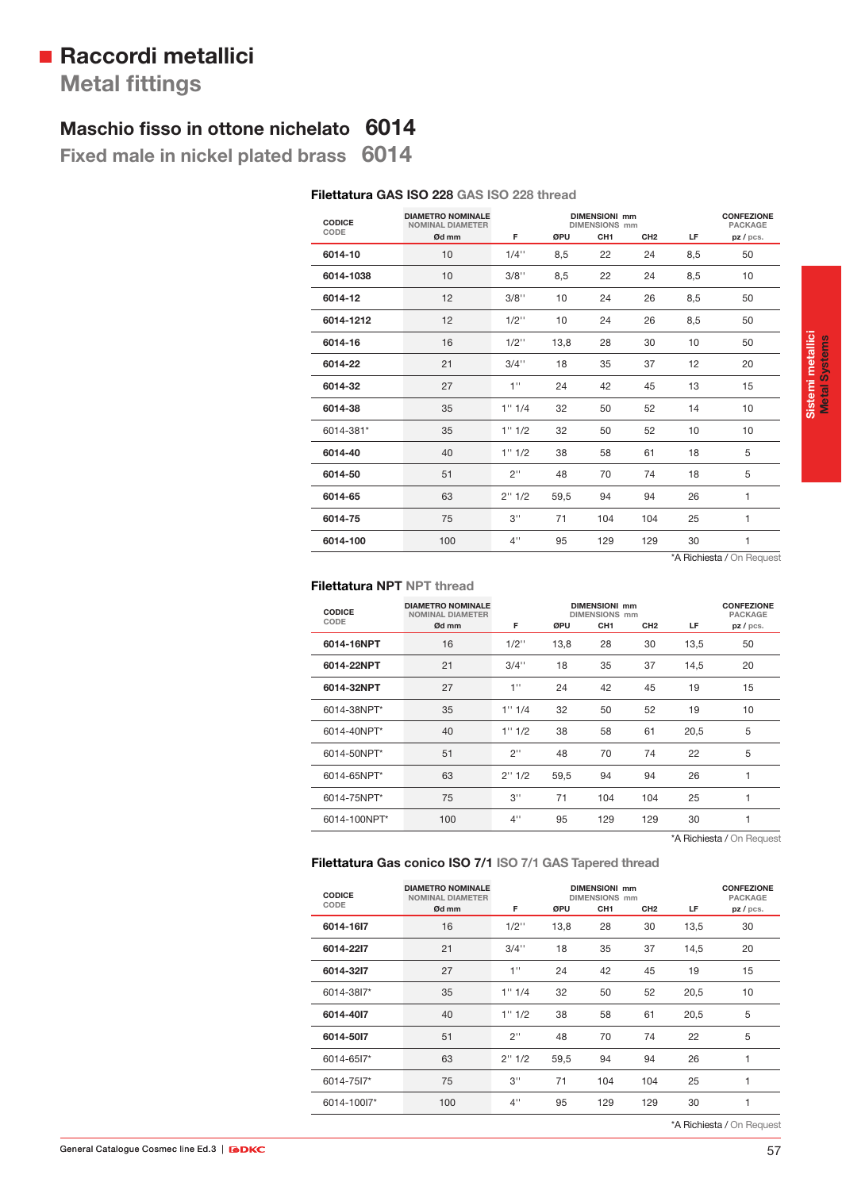# Raccordi metallici
## Metal fittings

### Maschio fisso in ottone nichelato 6014
### Fixed male in nickel plated brass 6014

#### Filettatura GAS ISO 228 GAS ISO 228 thread

| CODICE CODE | DIAMETRO NOMINALE NOMINAL DIAMETER Ød mm | DIMENSIONI mm DIMENSIONS mm F | ØPU | CH1 | CH2 | LF | CONFEZIONE PACKAGE pz / pcs. |
|---|---|---|---|---|---|---|---|
| **6014-10** | 10 | 1/4'' | 8,5 | 22 | 24 | 8,5 | 50 |
| **6014-1038** | 10 | 3/8'' | 8,5 | 22 | 24 | 8,5 | 10 |
| **6014-12** | 12 | 3/8'' | 10 | 24 | 26 | 8,5 | 50 |
| **6014-1212** | 12 | 1/2'' | 10 | 24 | 26 | 8,5 | 50 |
| **6014-16** | 16 | 1/2'' | 13,8 | 28 | 30 | 10 | 50 |
| **6014-22** | 21 | 3/4'' | 18 | 35 | 37 | 12 | 20 |
| **6014-32** | 27 | 1'' | 24 | 42 | 45 | 13 | 15 |
| **6014-38** | 35 | 1'' 1/4 | 32 | 50 | 52 | 14 | 10 |
| 6014-381* | 35 | 1'' 1/2 | 32 | 50 | 52 | 10 | 10 |
| **6014-40** | 40 | 1'' 1/2 | 38 | 58 | 61 | 18 | 5 |
| **6014-50** | 51 | 2'' | 48 | 70 | 74 | 18 | 5 |
| **6014-65** | 63 | 2'' 1/2 | 59,5 | 94 | 94 | 26 | 1 |
| **6014-75** | 75 | 3'' | 71 | 104 | 104 | 25 | 1 |
| **6014-100** | 100 | 4'' | 95 | 129 | 129 | 30 | 1 |

*A Richiesta / On Request

#### Filettatura NPT NPT thread

| CODICE CODE | DIAMETRO NOMINALE NOMINAL DIAMETER Ød mm | DIMENSIONI mm DIMENSIONS mm F | ØPU | CH1 | CH2 | LF | CONFEZIONE PACKAGE pz / pcs. |
|---|---|---|---|---|---|---|---|
| **6014-16NPT** | 16 | 1/2'' | 13,8 | 28 | 30 | 13,5 | 50 |
| **6014-22NPT** | 21 | 3/4'' | 18 | 35 | 37 | 14,5 | 20 |
| **6014-32NPT** | 27 | 1'' | 24 | 42 | 45 | 19 | 15 |
| 6014-38NPT* | 35 | 1'' 1/4 | 32 | 50 | 52 | 19 | 10 |
| 6014-40NPT* | 40 | 1'' 1/2 | 38 | 58 | 61 | 20,5 | 5 |
| 6014-50NPT* | 51 | 2'' | 48 | 70 | 74 | 22 | 5 |
| 6014-65NPT* | 63 | 2'' 1/2 | 59,5 | 94 | 94 | 26 | 1 |
| 6014-75NPT* | 75 | 3'' | 71 | 104 | 104 | 25 | 1 |
| 6014-100NPT* | 100 | 4'' | 95 | 129 | 129 | 30 | 1 |

*A Richiesta / On Request

#### Filettatura Gas conico ISO 7/1 ISO 7/1 GAS Tapered thread

| CODICE CODE | DIAMETRO NOMINALE NOMINAL DIAMETER Ød mm | DIMENSIONI mm DIMENSIONS mm F | ØPU | CH1 | CH2 | LF | CONFEZIONE PACKAGE pz / pcs. |
|---|---|---|---|---|---|---|---|
| **6014-16I7** | 16 | 1/2'' | 13,8 | 28 | 30 | 13,5 | 30 |
| **6014-22I7** | 21 | 3/4'' | 18 | 35 | 37 | 14,5 | 20 |
| **6014-32I7** | 27 | 1'' | 24 | 42 | 45 | 19 | 15 |
| 6014-38I7* | 35 | 1'' 1/4 | 32 | 50 | 52 | 20,5 | 10 |
| **6014-40I7** | 40 | 1'' 1/2 | 38 | 58 | 61 | 20,5 | 5 |
| **6014-50I7** | 51 | 2'' | 48 | 70 | 74 | 22 | 5 |
| 6014-65I7* | 63 | 2'' 1/2 | 59,5 | 94 | 94 | 26 | 1 |
| 6014-75I7* | 75 | 3'' | 71 | 104 | 104 | 25 | 1 |
| 6014-100I7* | 100 | 4'' | 95 | 129 | 129 | 30 | 1 |

*A Richiesta / On Request